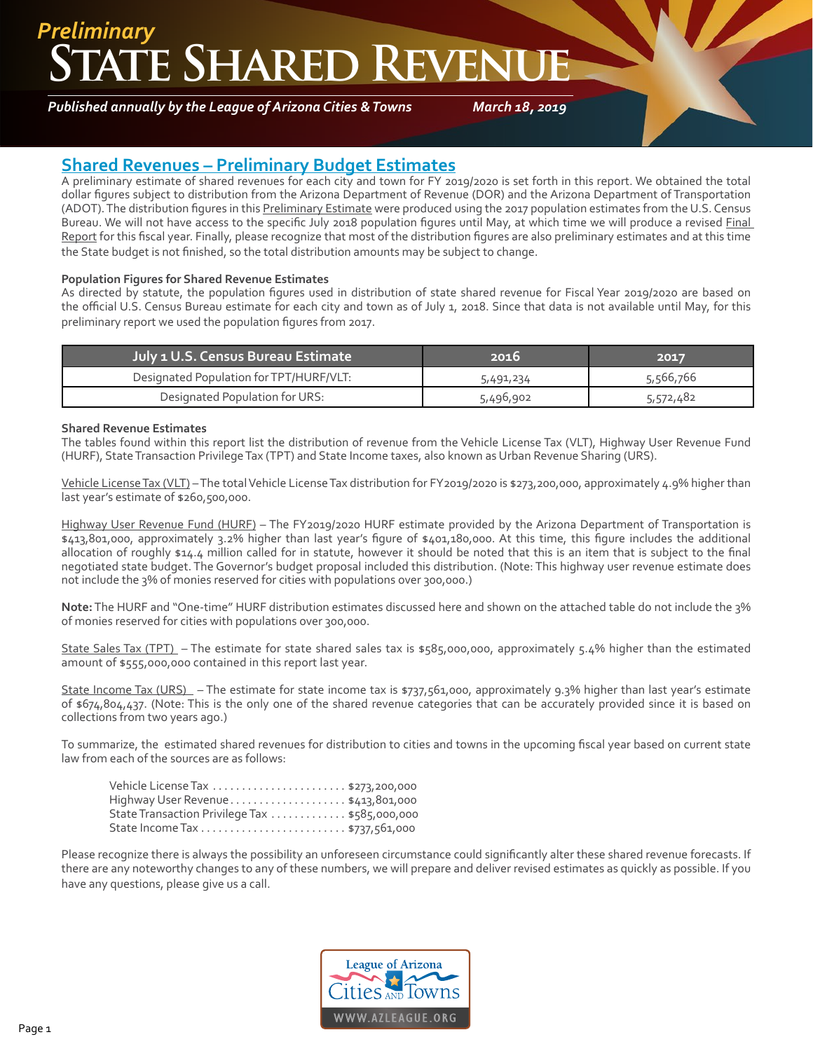*Preliminary*

# State Shared Revenue

***Published annually by the League of Arizona Cities & Towns*** ***March 18, 2019***

## Shared Revenues – Preliminary Budget Estimates

A preliminary estimate of shared revenues for each city and town for FY 2019/2020 is set forth in this report. We obtained the total dollar figures subject to distribution from the Arizona Department of Revenue (DOR) and the Arizona Department of Transportation (ADOT). The distribution figures in this Preliminary Estimate were produced using the 2017 population estimates from the U.S. Census Bureau. We will not have access to the specific July 2018 population figures until May, at which time we will produce a revised Final Report for this fiscal year. Finally, please recognize that most of the distribution figures are also preliminary estimates and at this time the State budget is not finished, so the total distribution amounts may be subject to change.

**Population Figures for Shared Revenue Estimates**

As directed by statute, the population figures used in distribution of state shared revenue for Fiscal Year 2019/2020 are based on the official U.S. Census Bureau estimate for each city and town as of July 1, 2018. Since that data is not available until May, for this preliminary report we used the population figures from 2017.

| July 1 U.S. Census Bureau Estimate | 2016 | 2017 |
|---|---|---|
| Designated Population for TPT/HURF/VLT: | 5,491,234 | 5,566,766 |
| Designated Population for URS: | 5,496,902 | 5,572,482 |

**Shared Revenue Estimates**

The tables found within this report list the distribution of revenue from the Vehicle License Tax (VLT), Highway User Revenue Fund (HURF), State Transaction Privilege Tax (TPT) and State Income taxes, also known as Urban Revenue Sharing (URS).

Vehicle License Tax (VLT) – The total Vehicle License Tax distribution for FY2019/2020 is $273,200,000, approximately 4.9% higher than last year's estimate of $260,500,000.

Highway User Revenue Fund (HURF) – The FY2019/2020 HURF estimate provided by the Arizona Department of Transportation is $413,801,000, approximately 3.2% higher than last year's figure of $401,180,000. At this time, this figure includes the additional allocation of roughly $14.4 million called for in statute, however it should be noted that this is an item that is subject to the final negotiated state budget. The Governor's budget proposal included this distribution. (Note: This highway user revenue estimate does not include the 3% of monies reserved for cities with populations over 300,000.)

**Note:** The HURF and "One-time" HURF distribution estimates discussed here and shown on the attached table do not include the 3% of monies reserved for cities with populations over 300,000.

State Sales Tax (TPT) – The estimate for state shared sales tax is $585,000,000, approximately 5.4% higher than the estimated amount of $555,000,000 contained in this report last year.

State Income Tax (URS) – The estimate for state income tax is $737,561,000, approximately 9.3% higher than last year's estimate of $674,804,437. (Note: This is the only one of the shared revenue categories that can be accurately provided since it is based on collections from two years ago.)

To summarize, the estimated shared revenues for distribution to cities and towns in the upcoming fiscal year based on current state law from each of the sources are as follows:

- Vehicle License Tax ....................... $273,200,000
- Highway User Revenue .................... $413,801,000
- State Transaction Privilege Tax ............. $585,000,000
- State Income Tax ......................... $737,561,000

Please recognize there is always the possibility an unforeseen circumstance could significantly alter these shared revenue forecasts. If there are any noteworthy changes to any of these numbers, we will prepare and deliver revised estimates as quickly as possible. If you have any questions, please give us a call.

League of Arizona Cities AND Towns
WWW.AZLEAGUE.ORG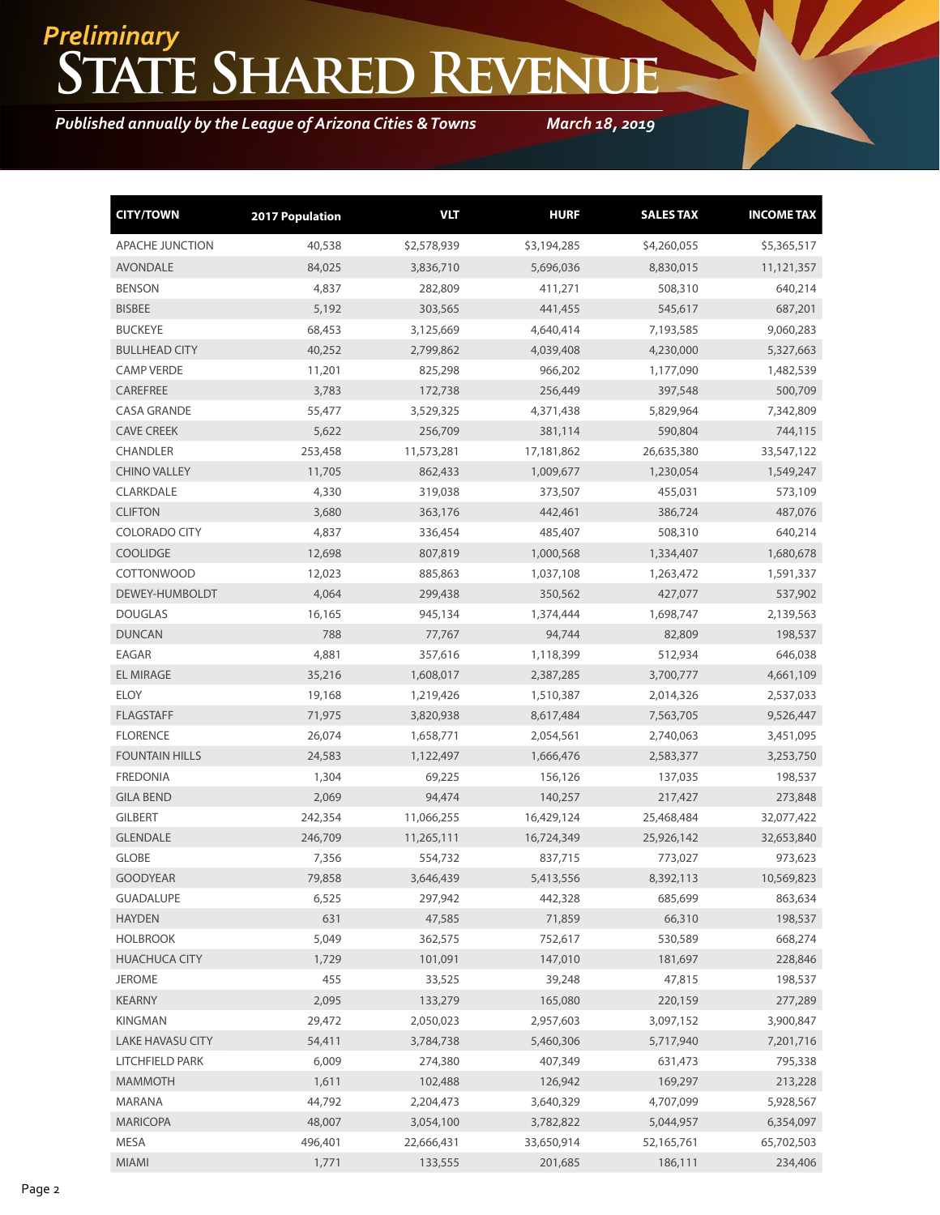*Preliminary*

# State Shared Revenue

*Published annually by the League of Arizona Cities & Towns* *March 18, 2019*

| CITY/TOWN | 2017 Population | VLT | HURF | SALES TAX | INCOME TAX |
|---|---|---|---|---|---|
| APACHE JUNCTION | 40,538 | $2,578,939 | $3,194,285 | $4,260,055 | $5,365,517 |
| AVONDALE | 84,025 | 3,836,710 | 5,696,036 | 8,830,015 | 11,121,357 |
| BENSON | 4,837 | 282,809 | 411,271 | 508,310 | 640,214 |
| BISBEE | 5,192 | 303,565 | 441,455 | 545,617 | 687,201 |
| BUCKEYE | 68,453 | 3,125,669 | 4,640,414 | 7,193,585 | 9,060,283 |
| BULLHEAD CITY | 40,252 | 2,799,862 | 4,039,408 | 4,230,000 | 5,327,663 |
| CAMP VERDE | 11,201 | 825,298 | 966,202 | 1,177,090 | 1,482,539 |
| CAREFREE | 3,783 | 172,738 | 256,449 | 397,548 | 500,709 |
| CASA GRANDE | 55,477 | 3,529,325 | 4,371,438 | 5,829,964 | 7,342,809 |
| CAVE CREEK | 5,622 | 256,709 | 381,114 | 590,804 | 744,115 |
| CHANDLER | 253,458 | 11,573,281 | 17,181,862 | 26,635,380 | 33,547,122 |
| CHINO VALLEY | 11,705 | 862,433 | 1,009,677 | 1,230,054 | 1,549,247 |
| CLARKDALE | 4,330 | 319,038 | 373,507 | 455,031 | 573,109 |
| CLIFTON | 3,680 | 363,176 | 442,461 | 386,724 | 487,076 |
| COLORADO CITY | 4,837 | 336,454 | 485,407 | 508,310 | 640,214 |
| COOLIDGE | 12,698 | 807,819 | 1,000,568 | 1,334,407 | 1,680,678 |
| COTTONWOOD | 12,023 | 885,863 | 1,037,108 | 1,263,472 | 1,591,337 |
| DEWEY-HUMBOLDT | 4,064 | 299,438 | 350,562 | 427,077 | 537,902 |
| DOUGLAS | 16,165 | 945,134 | 1,374,444 | 1,698,747 | 2,139,563 |
| DUNCAN | 788 | 77,767 | 94,744 | 82,809 | 198,537 |
| EAGAR | 4,881 | 357,616 | 1,118,399 | 512,934 | 646,038 |
| EL MIRAGE | 35,216 | 1,608,017 | 2,387,285 | 3,700,777 | 4,661,109 |
| ELOY | 19,168 | 1,219,426 | 1,510,387 | 2,014,326 | 2,537,033 |
| FLAGSTAFF | 71,975 | 3,820,938 | 8,617,484 | 7,563,705 | 9,526,447 |
| FLORENCE | 26,074 | 1,658,771 | 2,054,561 | 2,740,063 | 3,451,095 |
| FOUNTAIN HILLS | 24,583 | 1,122,497 | 1,666,476 | 2,583,377 | 3,253,750 |
| FREDONIA | 1,304 | 69,225 | 156,126 | 137,035 | 198,537 |
| GILA BEND | 2,069 | 94,474 | 140,257 | 217,427 | 273,848 |
| GILBERT | 242,354 | 11,066,255 | 16,429,124 | 25,468,484 | 32,077,422 |
| GLENDALE | 246,709 | 11,265,111 | 16,724,349 | 25,926,142 | 32,653,840 |
| GLOBE | 7,356 | 554,732 | 837,715 | 773,027 | 973,623 |
| GOODYEAR | 79,858 | 3,646,439 | 5,413,556 | 8,392,113 | 10,569,823 |
| GUADALUPE | 6,525 | 297,942 | 442,328 | 685,699 | 863,634 |
| HAYDEN | 631 | 47,585 | 71,859 | 66,310 | 198,537 |
| HOLBROOK | 5,049 | 362,575 | 752,617 | 530,589 | 668,274 |
| HUACHUCA CITY | 1,729 | 101,091 | 147,010 | 181,697 | 228,846 |
| JEROME | 455 | 33,525 | 39,248 | 47,815 | 198,537 |
| KEARNY | 2,095 | 133,279 | 165,080 | 220,159 | 277,289 |
| KINGMAN | 29,472 | 2,050,023 | 2,957,603 | 3,097,152 | 3,900,847 |
| LAKE HAVASU CITY | 54,411 | 3,784,738 | 5,460,306 | 5,717,940 | 7,201,716 |
| LITCHFIELD PARK | 6,009 | 274,380 | 407,349 | 631,473 | 795,338 |
| MAMMOTH | 1,611 | 102,488 | 126,942 | 169,297 | 213,228 |
| MARANA | 44,792 | 2,204,473 | 3,640,329 | 4,707,099 | 5,928,567 |
| MARICOPA | 48,007 | 3,054,100 | 3,782,822 | 5,044,957 | 6,354,097 |
| MESA | 496,401 | 22,666,431 | 33,650,914 | 52,165,761 | 65,702,503 |
| MIAMI | 1,771 | 133,555 | 201,685 | 186,111 | 234,406 |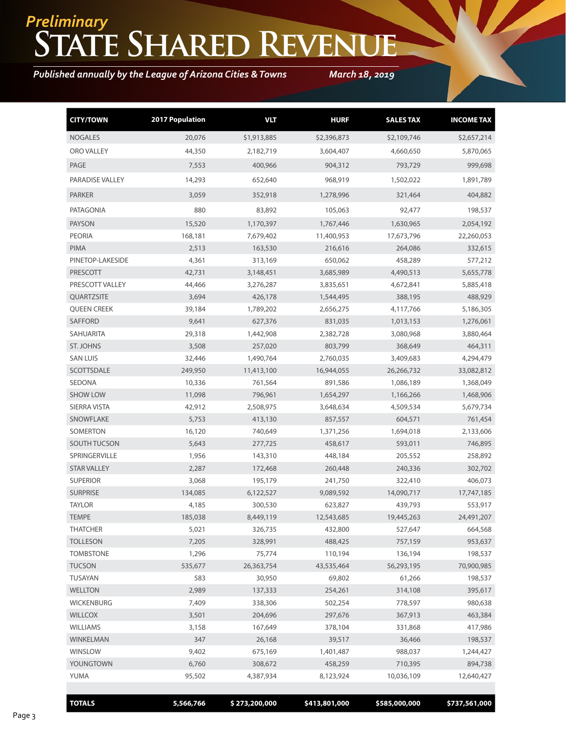*Preliminary*

# State Shared Revenue

***Published annually by the League of Arizona Cities & Towns*** ***March 18, 2019***

| CITY/TOWN | 2017 Population | VLT | HURF | SALES TAX | INCOME TAX |
|---|---|---|---|---|---|
| NOGALES | 20,076 | $1,913,885 | $2,396,873 | $2,109,746 | $2,657,214 |
| ORO VALLEY | 44,350 | 2,182,719 | 3,604,407 | 4,660,650 | 5,870,065 |
| PAGE | 7,553 | 400,966 | 904,312 | 793,729 | 999,698 |
| PARADISE VALLEY | 14,293 | 652,640 | 968,919 | 1,502,022 | 1,891,789 |
| PARKER | 3,059 | 352,918 | 1,278,996 | 321,464 | 404,882 |
| PATAGONIA | 880 | 83,892 | 105,063 | 92,477 | 198,537 |
| PAYSON | 15,520 | 1,170,397 | 1,767,446 | 1,630,965 | 2,054,192 |
| PEORIA | 168,181 | 7,679,402 | 11,400,953 | 17,673,796 | 22,260,053 |
| PIMA | 2,513 | 163,530 | 216,616 | 264,086 | 332,615 |
| PINETOP-LAKESIDE | 4,361 | 313,169 | 650,062 | 458,289 | 577,212 |
| PRESCOTT | 42,731 | 3,148,451 | 3,685,989 | 4,490,513 | 5,655,778 |
| PRESCOTT VALLEY | 44,466 | 3,276,287 | 3,835,651 | 4,672,841 | 5,885,418 |
| QUARTZSITE | 3,694 | 426,178 | 1,544,495 | 388,195 | 488,929 |
| QUEEN CREEK | 39,184 | 1,789,202 | 2,656,275 | 4,117,766 | 5,186,305 |
| SAFFORD | 9,641 | 627,376 | 831,035 | 1,013,153 | 1,276,061 |
| SAHUARITA | 29,318 | 1,442,908 | 2,382,728 | 3,080,968 | 3,880,464 |
| ST. JOHNS | 3,508 | 257,020 | 803,799 | 368,649 | 464,311 |
| SAN LUIS | 32,446 | 1,490,764 | 2,760,035 | 3,409,683 | 4,294,479 |
| SCOTTSDALE | 249,950 | 11,413,100 | 16,944,055 | 26,266,732 | 33,082,812 |
| SEDONA | 10,336 | 761,564 | 891,586 | 1,086,189 | 1,368,049 |
| SHOW LOW | 11,098 | 796,961 | 1,654,297 | 1,166,266 | 1,468,906 |
| SIERRA VISTA | 42,912 | 2,508,975 | 3,648,634 | 4,509,534 | 5,679,734 |
| SNOWFLAKE | 5,753 | 413,130 | 857,557 | 604,571 | 761,454 |
| SOMERTON | 16,120 | 740,649 | 1,371,256 | 1,694,018 | 2,133,606 |
| SOUTH TUCSON | 5,643 | 277,725 | 458,617 | 593,011 | 746,895 |
| SPRINGERVILLE | 1,956 | 143,310 | 448,184 | 205,552 | 258,892 |
| STAR VALLEY | 2,287 | 172,468 | 260,448 | 240,336 | 302,702 |
| SUPERIOR | 3,068 | 195,179 | 241,750 | 322,410 | 406,073 |
| SURPRISE | 134,085 | 6,122,527 | 9,089,592 | 14,090,717 | 17,747,185 |
| TAYLOR | 4,185 | 300,530 | 623,827 | 439,793 | 553,917 |
| TEMPE | 185,038 | 8,449,119 | 12,543,685 | 19,445,263 | 24,491,207 |
| THATCHER | 5,021 | 326,735 | 432,800 | 527,647 | 664,568 |
| TOLLESON | 7,205 | 328,991 | 488,425 | 757,159 | 953,637 |
| TOMBSTONE | 1,296 | 75,774 | 110,194 | 136,194 | 198,537 |
| TUCSON | 535,677 | 26,363,754 | 43,535,464 | 56,293,195 | 70,900,985 |
| TUSAYAN | 583 | 30,950 | 69,802 | 61,266 | 198,537 |
| WELLTON | 2,989 | 137,333 | 254,261 | 314,108 | 395,617 |
| WICKENBURG | 7,409 | 338,306 | 502,254 | 778,597 | 980,638 |
| WILLCOX | 3,501 | 204,696 | 297,676 | 367,913 | 463,384 |
| WILLIAMS | 3,158 | 167,649 | 378,104 | 331,868 | 417,986 |
| WINKELMAN | 347 | 26,168 | 39,517 | 36,466 | 198,537 |
| WINSLOW | 9,402 | 675,169 | 1,401,487 | 988,037 | 1,244,427 |
| YOUNGTOWN | 6,760 | 308,672 | 458,259 | 710,395 | 894,738 |
| YUMA | 95,502 | 4,387,934 | 8,123,924 | 10,036,109 | 12,640,427 |
| **TOTALS** | **5,566,766** | **$ 273,200,000** | **$413,801,000** | **$585,000,000** | **$737,561,000** |